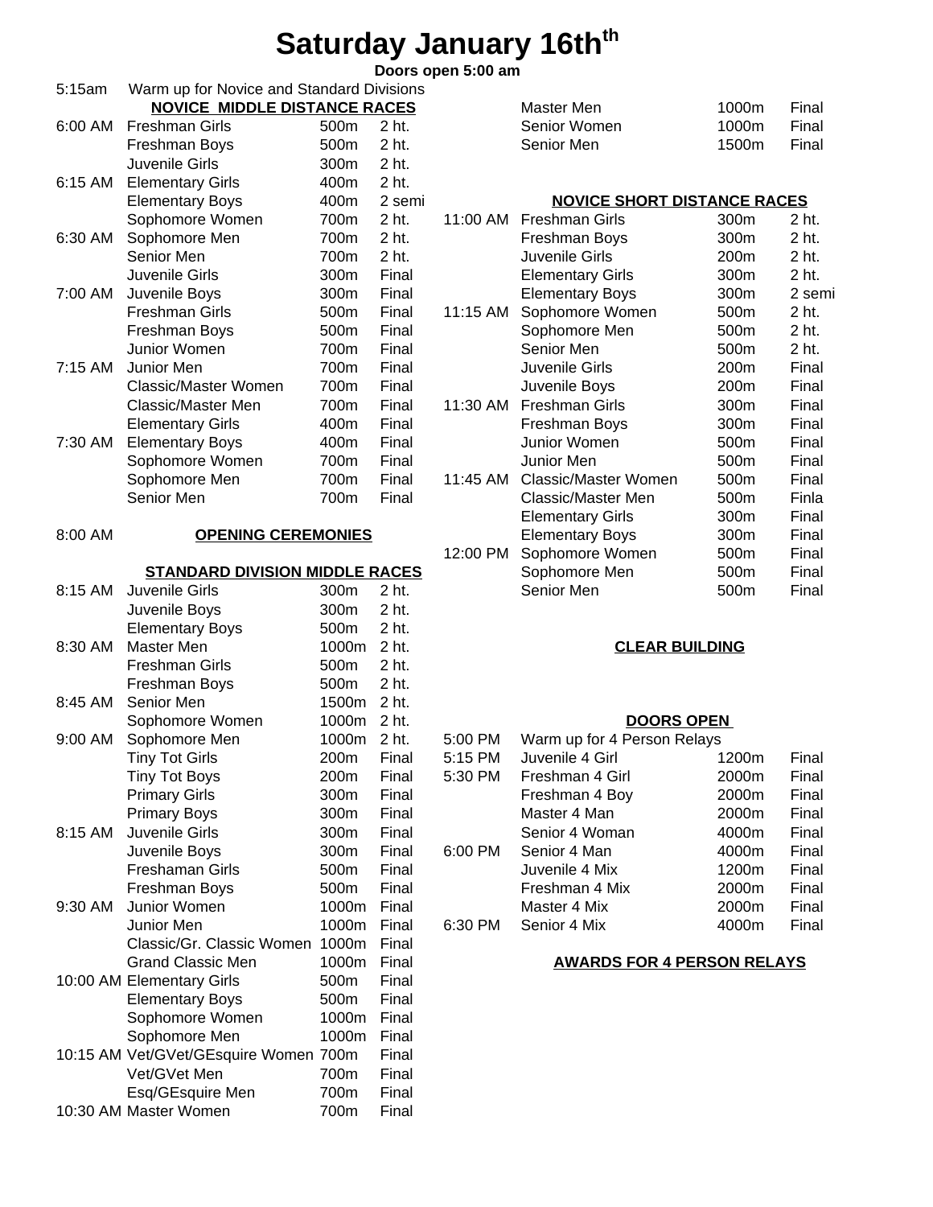# Saturday January 16th[th]

**Doors open 5:00 am**

5:15am Warm up for Novice and Standard Divisions

## NOVICE MIDDLE DISTANCE RACES

| Time | Event | Distance | Round |
|---|---|---|---|
| 6:00 AM | Freshman Girls | 500m | 2 ht. |
| | Freshman Boys | 500m | 2 ht. |
| | Juvenile Girls | 300m | 2 ht. |
| 6:15 AM | Elementary Girls | 400m | 2 ht. |
| | Elementary Boys | 400m | 2 semi |
| | Sophomore Women | 700m | 2 ht. |
| 6:30 AM | Sophomore Men | 700m | 2 ht. |
| | Senior Men | 700m | 2 ht. |
| | Juvenile Girls | 300m | Final |
| 7:00 AM | Juvenile Boys | 300m | Final |
| | Freshman Girls | 500m | Final |
| | Freshman Boys | 500m | Final |
| | Junior Women | 700m | Final |
| 7:15 AM | Junior Men | 700m | Final |
| | Classic/Master Women | 700m | Final |
| | Classic/Master Men | 700m | Final |
| | Elementary Girls | 400m | Final |
| 7:30 AM | Elementary Boys | 400m | Final |
| | Sophomore Women | 700m | Final |
| | Sophomore Men | 700m | Final |
| | Senior Men | 700m | Final |

8:00 AM **OPENING CEREMONIES**

## STANDARD DIVISION MIDDLE RACES

| Time | Event | Distance | Round |
|---|---|---|---|
| 8:15 AM | Juvenile Girls | 300m | 2 ht. |
| | Juvenile Boys | 300m | 2 ht. |
| | Elementary Boys | 500m | 2 ht. |
| 8:30 AM | Master Men | 1000m | 2 ht. |
| | Freshman Girls | 500m | 2 ht. |
| | Freshman Boys | 500m | 2 ht. |
| 8:45 AM | Senior Men | 1500m | 2 ht. |
| | Sophomore Women | 1000m | 2 ht. |
| 9:00 AM | Sophomore Men | 1000m | 2 ht. |
| | Tiny Tot Girls | 200m | Final |
| | Tiny Tot Boys | 200m | Final |
| | Primary Girls | 300m | Final |
| | Primary Boys | 300m | Final |
| 8:15 AM | Juvenile Girls | 300m | Final |
| | Juvenile Boys | 300m | Final |
| | Freshaman Girls | 500m | Final |
| | Freshman Boys | 500m | Final |
| 9:30 AM | Junior Women | 1000m | Final |
| | Junior Men | 1000m | Final |
| | Classic/Gr. Classic Women | 1000m | Final |
| | Grand Classic Men | 1000m | Final |
| 10:00 AM | Elementary Girls | 500m | Final |
| | Elementary Boys | 500m | Final |
| | Sophomore Women | 1000m | Final |
| | Sophomore Men | 1000m | Final |
| 10:15 AM | Vet/GVet/GEsquire Women | 700m | Final |
| | Vet/GVet Men | 700m | Final |
| | Esq/GEsquire Men | 700m | Final |
| 10:30 AM | Master Women | 700m | Final |
| | Master Men | 1000m | Final |
| | Senior Women | 1000m | Final |
| | Senior Men | 1500m | Final |

## NOVICE SHORT DISTANCE RACES

| Time | Event | Distance | Round |
|---|---|---|---|
| 11:00 AM | Freshman Girls | 300m | 2 ht. |
| | Freshman Boys | 300m | 2 ht. |
| | Juvenile Girls | 200m | 2 ht. |
| | Elementary Girls | 300m | 2 ht. |
| | Elementary Boys | 300m | 2 semi |
| 11:15 AM | Sophomore Women | 500m | 2 ht. |
| | Sophomore Men | 500m | 2 ht. |
| | Senior Men | 500m | 2 ht. |
| | Juvenile Girls | 200m | Final |
| | Juvenile Boys | 200m | Final |
| 11:30 AM | Freshman Girls | 300m | Final |
| | Freshman Boys | 300m | Final |
| | Junior Women | 500m | Final |
| | Junior Men | 500m | Final |
| 11:45 AM | Classic/Master Women | 500m | Final |
| | Classic/Master Men | 500m | Finla |
| | Elementary Girls | 300m | Final |
| | Elementary Boys | 300m | Final |
| 12:00 PM | Sophomore Women | 500m | Final |
| | Sophomore Men | 500m | Final |
| | Senior Men | 500m | Final |

**CLEAR BUILDING**

**DOORS OPEN**

| Time | Event | Distance | Round |
|---|---|---|---|
| 5:00 PM | Warm up for 4 Person Relays | | |
| 5:15 PM | Juvenile 4 Girl | 1200m | Final |
| 5:30 PM | Freshman 4 Girl | 2000m | Final |
| | Freshman 4 Boy | 2000m | Final |
| | Master 4 Man | 2000m | Final |
| | Senior 4 Woman | 4000m | Final |
| 6:00 PM | Senior 4 Man | 4000m | Final |
| | Juvenile 4 Mix | 1200m | Final |
| | Freshman 4 Mix | 2000m | Final |
| | Master 4 Mix | 2000m | Final |
| 6:30 PM | Senior 4 Mix | 4000m | Final |

**AWARDS FOR 4 PERSON RELAYS**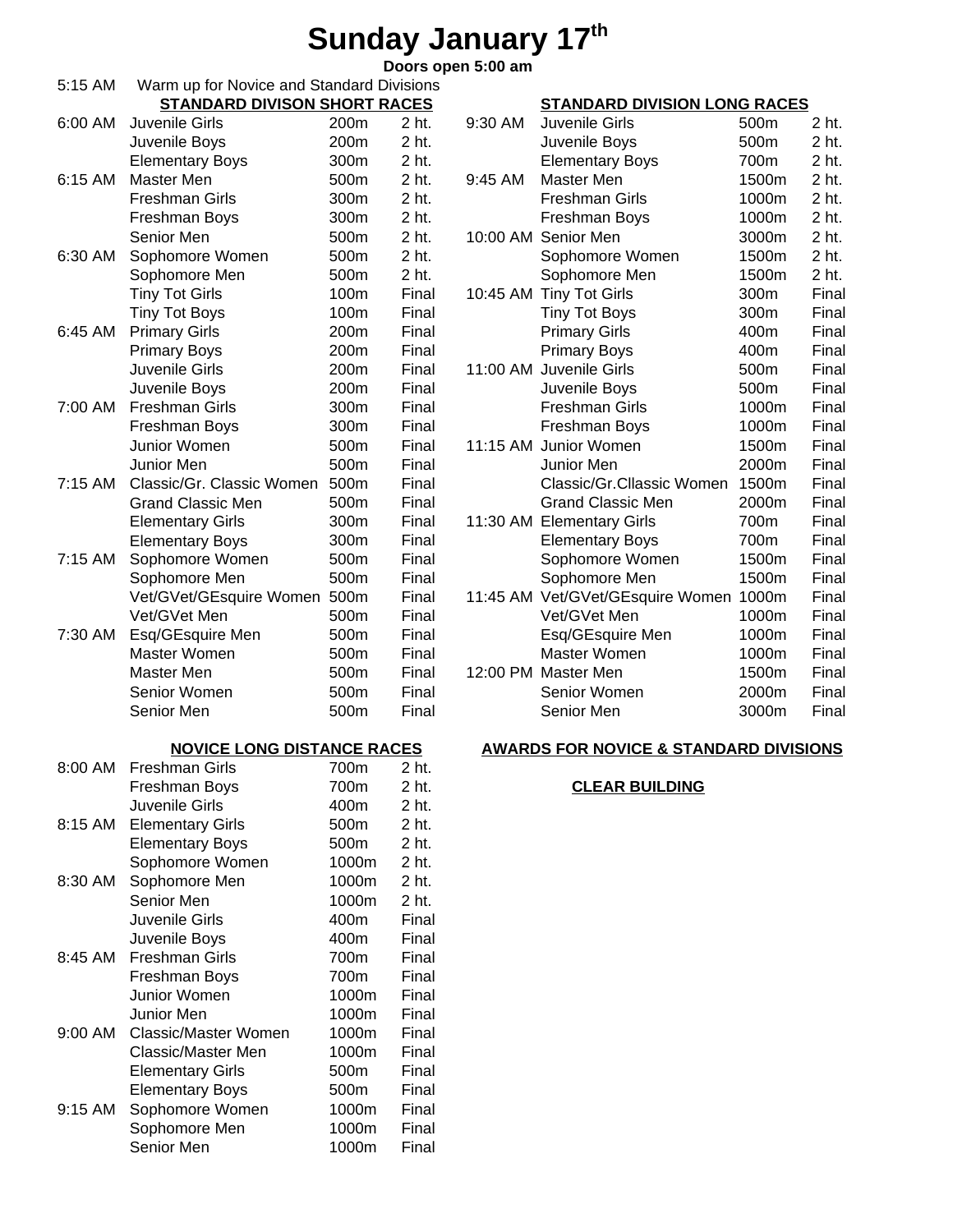# Sunday January 17th

**Doors open 5:00 am**

5:15 AM Warm up for Novice and Standard Divisions

**STANDARD DIVISON SHORT RACES**

| Time | Division | Distance | Race |
|---|---|---|---|
| 6:00 AM | Juvenile Girls | 200m | 2 ht. |
| | Juvenile Boys | 200m | 2 ht. |
| | Elementary Boys | 300m | 2 ht. |
| 6:15 AM | Master Men | 500m | 2 ht. |
| | Freshman Girls | 300m | 2 ht. |
| | Freshman Boys | 300m | 2 ht. |
| | Senior Men | 500m | 2 ht. |
| 6:30 AM | Sophomore Women | 500m | 2 ht. |
| | Sophomore Men | 500m | 2 ht. |
| | Tiny Tot Girls | 100m | Final |
| | Tiny Tot Boys | 100m | Final |
| 6:45 AM | Primary Girls | 200m | Final |
| | Primary Boys | 200m | Final |
| | Juvenile Girls | 200m | Final |
| | Juvenile Boys | 200m | Final |
| 7:00 AM | Freshman Girls | 300m | Final |
| | Freshman Boys | 300m | Final |
| | Junior Women | 500m | Final |
| | Junior Men | 500m | Final |
| 7:15 AM | Classic/Gr. Classic Women | 500m | Final |
| | Grand Classic Men | 500m | Final |
| | Elementary Girls | 300m | Final |
| | Elementary Boys | 300m | Final |
| 7:15 AM | Sophomore Women | 500m | Final |
| | Sophomore Men | 500m | Final |
| | Vet/GVet/GEsquire Women | 500m | Final |
| | Vet/GVet Men | 500m | Final |
| 7:30 AM | Esq/GEsquire Men | 500m | Final |
| | Master Women | 500m | Final |
| | Master Men | 500m | Final |
| | Senior Women | 500m | Final |
| | Senior Men | 500m | Final |

**NOVICE LONG DISTANCE RACES**

| Time | Division | Distance | Race |
|---|---|---|---|
| 8:00 AM | Freshman Girls | 700m | 2 ht. |
| | Freshman Boys | 700m | 2 ht. |
| | Juvenile Girls | 400m | 2 ht. |
| 8:15 AM | Elementary Girls | 500m | 2 ht. |
| | Elementary Boys | 500m | 2 ht. |
| | Sophomore Women | 1000m | 2 ht. |
| 8:30 AM | Sophomore Men | 1000m | 2 ht. |
| | Senior Men | 1000m | 2 ht. |
| | Juvenile Girls | 400m | Final |
| | Juvenile Boys | 400m | Final |
| 8:45 AM | Freshman Girls | 700m | Final |
| | Freshman Boys | 700m | Final |
| | Junior Women | 1000m | Final |
| | Junior Men | 1000m | Final |
| 9:00 AM | Classic/Master Women | 1000m | Final |
| | Classic/Master Men | 1000m | Final |
| | Elementary Girls | 500m | Final |
| | Elementary Boys | 500m | Final |
| 9:15 AM | Sophomore Women | 1000m | Final |
| | Sophomore Men | 1000m | Final |
| | Senior Men | 1000m | Final |

**STANDARD DIVISION LONG RACES**

| Time | Division | Distance | Race |
|---|---|---|---|
| 9:30 AM | Juvenile Girls | 500m | 2 ht. |
| | Juvenile Boys | 500m | 2 ht. |
| | Elementary Boys | 700m | 2 ht. |
| 9:45 AM | Master Men | 1500m | 2 ht. |
| | Freshman Girls | 1000m | 2 ht. |
| | Freshman Boys | 1000m | 2 ht. |
| 10:00 AM | Senior Men | 3000m | 2 ht. |
| | Sophomore Women | 1500m | 2 ht. |
| | Sophomore Men | 1500m | 2 ht. |
| 10:45 AM | Tiny Tot Girls | 300m | Final |
| | Tiny Tot Boys | 300m | Final |
| | Primary Girls | 400m | Final |
| | Primary Boys | 400m | Final |
| 11:00 AM | Juvenile Girls | 500m | Final |
| | Juvenile Boys | 500m | Final |
| | Freshman Girls | 1000m | Final |
| | Freshman Boys | 1000m | Final |
| 11:15 AM | Junior Women | 1500m | Final |
| | Junior Men | 2000m | Final |
| | Classic/Gr.Cllassic Women | 1500m | Final |
| | Grand Classic Men | 2000m | Final |
| 11:30 AM | Elementary Girls | 700m | Final |
| | Elementary Boys | 700m | Final |
| | Sophomore Women | 1500m | Final |
| | Sophomore Men | 1500m | Final |
| 11:45 AM | Vet/GVet/GEsquire Women | 1000m | Final |
| | Vet/GVet Men | 1000m | Final |
| | Esq/GEsquire Men | 1000m | Final |
| | Master Women | 1000m | Final |
| 12:00 PM | Master Men | 1500m | Final |
| | Senior Women | 2000m | Final |
| | Senior Men | 3000m | Final |

**AWARDS FOR NOVICE & STANDARD DIVISIONS**

**CLEAR BUILDING**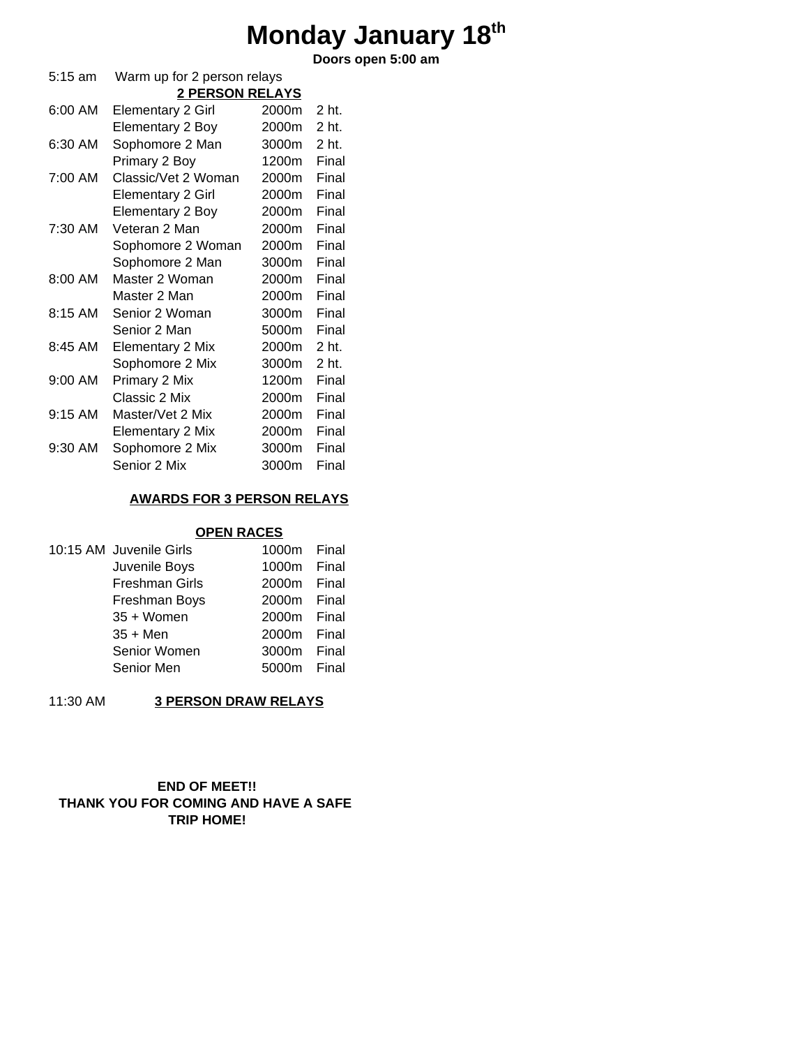# Monday January 18th

**Doors open 5:00 am**

5:15 am Warm up for 2 person relays

**2 PERSON RELAYS**

| | | | |
|---|---|---|---|
| 6:00 AM | Elementary 2 Girl | 2000m | 2 ht. |
| | Elementary 2 Boy | 2000m | 2 ht. |
| 6:30 AM | Sophomore 2 Man | 3000m | 2 ht. |
| | Primary 2 Boy | 1200m | Final |
| 7:00 AM | Classic/Vet 2 Woman | 2000m | Final |
| | Elementary 2 Girl | 2000m | Final |
| | Elementary 2 Boy | 2000m | Final |
| 7:30 AM | Veteran 2 Man | 2000m | Final |
| | Sophomore 2 Woman | 2000m | Final |
| | Sophomore 2 Man | 3000m | Final |
| 8:00 AM | Master 2 Woman | 2000m | Final |
| | Master 2 Man | 2000m | Final |
| 8:15 AM | Senior 2 Woman | 3000m | Final |
| | Senior 2 Man | 5000m | Final |
| 8:45 AM | Elementary 2 Mix | 2000m | 2 ht. |
| | Sophomore 2 Mix | 3000m | 2 ht. |
| 9:00 AM | Primary 2 Mix | 1200m | Final |
| | Classic 2 Mix | 2000m | Final |
| 9:15 AM | Master/Vet 2 Mix | 2000m | Final |
| | Elementary 2 Mix | 2000m | Final |
| 9:30 AM | Sophomore 2 Mix | 3000m | Final |
| | Senior 2 Mix | 3000m | Final |

**AWARDS FOR 3 PERSON RELAYS**

**OPEN RACES**

| | | | |
|---|---|---|---|
| 10:15 AM | Juvenile Girls | 1000m | Final |
| | Juvenile Boys | 1000m | Final |
| | Freshman Girls | 2000m | Final |
| | Freshman Boys | 2000m | Final |
| | 35 + Women | 2000m | Final |
| | 35 + Men | 2000m | Final |
| | Senior Women | 3000m | Final |
| | Senior Men | 5000m | Final |

11:30 AM **3 PERSON DRAW RELAYS**

**END OF MEET!!**
**THANK YOU FOR COMING AND HAVE A SAFE TRIP HOME!**